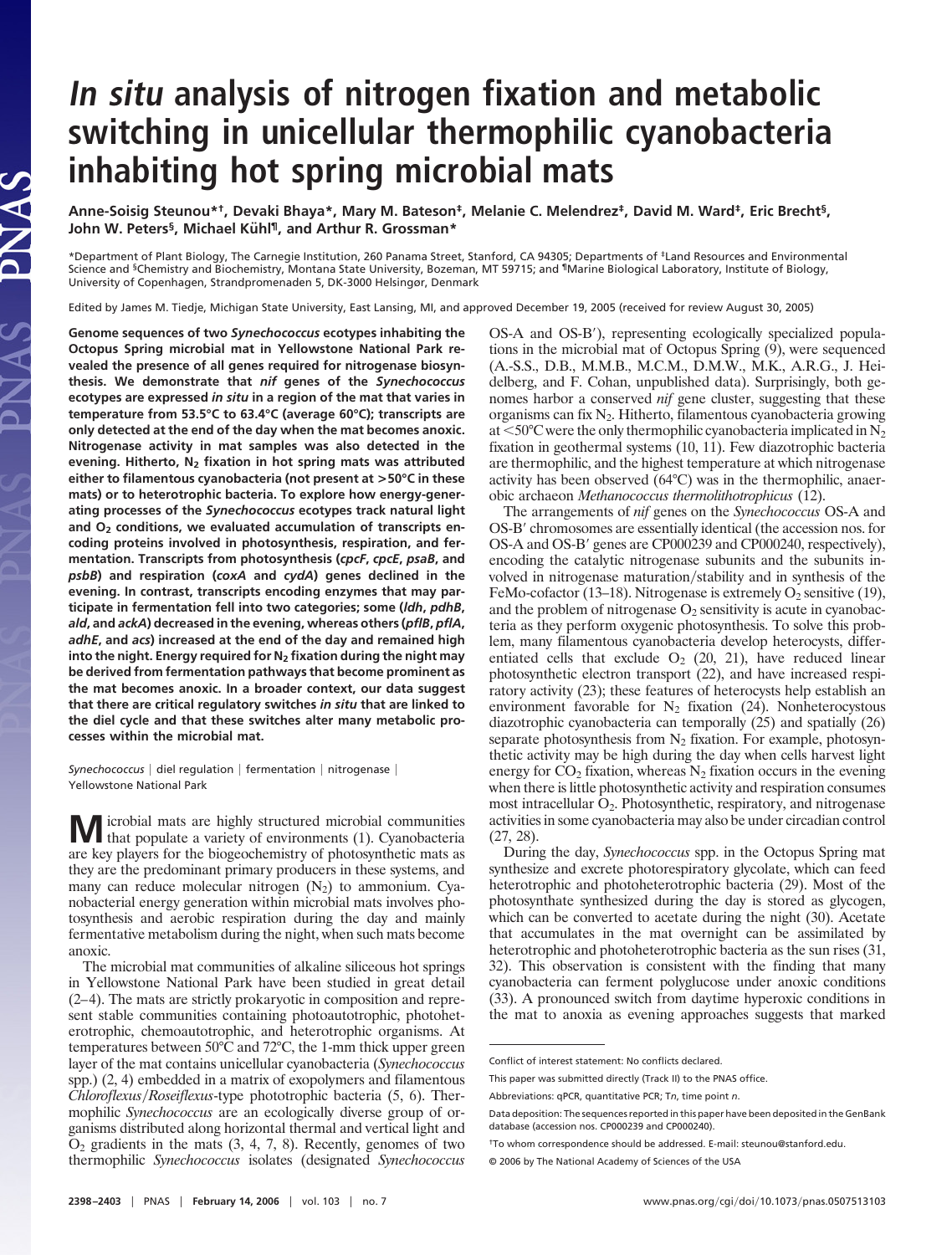# *In situ* analysis of nitrogen fixation and metabolic switching in unicellular thermophilic cyanobacteria inhabiting hot spring microbial mats

Anne-Soisig Steunou*†, Devaki Bhaya*, Mary M. Bateson‡, Melanie C. Melendrez‡, David M. Ward‡, Eric Brecht§, John W. Peters§, Michael Kühl¶, and Arthur R. Grossman*

*Department of Plant Biology, The Carnegie Institution, 260 Panama Street, Stanford, CA 94305; Departments of ‡Land Resources and Environmental Science and §Chemistry and Biochemistry, Montana State University, Bozeman, MT 59715; and ¶Marine Biological Laboratory, Institute of Biology, University of Copenhagen, Strandpromenaden 5, DK-3000 Helsingør, Denmark

Edited by James M. Tiedje, Michigan State University, East Lansing, MI, and approved December 19, 2005 (received for review August 30, 2005)

**Genome sequences of two *Synechococcus* ecotypes inhabiting the Octopus Spring microbial mat in Yellowstone National Park revealed the presence of all genes required for nitrogenase biosynthesis. We demonstrate that *nif* genes of the *Synechococcus* ecotypes are expressed *in situ* in a region of the mat that varies in temperature from 53.5°C to 63.4°C (average 60°C); transcripts are only detected at the end of the day when the mat becomes anoxic. Nitrogenase activity in mat samples was also detected in the evening. Hitherto, $N_2$ fixation in hot spring mats was attributed either to filamentous cyanobacteria (not present at >50°C in these mats) or to heterotrophic bacteria. To explore how energy-generating processes of the *Synechococcus* ecotypes track natural light and $O_2$ conditions, we evaluated accumulation of transcripts encoding proteins involved in photosynthesis, respiration, and fermentation. Transcripts from photosynthesis (*cpcF*, *cpcE*, *psaB*, and *psbB*) and respiration (*coxA* and *cydA*) genes declined in the evening. In contrast, transcripts encoding enzymes that may participate in fermentation fell into two categories; some (*ldh*, *pdhB*, *ald*, and *ackA*) decreased in the evening, whereas others (*pflB*, *pflA*, *adhE*, and *acs*) increased at the end of the day and remained high into the night. Energy required for $N_2$ fixation during the night may be derived from fermentation pathways that become prominent as the mat becomes anoxic. In a broader context, our data suggest that there are critical regulatory switches *in situ* that are linked to the diel cycle and that these switches alter many metabolic processes within the microbial mat.**

*Synechococcus* | diel regulation | fermentation | nitrogenase | Yellowstone National Park

Microbial mats are highly structured microbial communities that populate a variety of environments (1). Cyanobacteria are key players for the biogeochemistry of photosynthetic mats as they are the predominant primary producers in these systems, and many can reduce molecular nitrogen ($N_2$) to ammonium. Cyanobacterial energy generation within microbial mats involves photosynthesis and aerobic respiration during the day and mainly fermentative metabolism during the night, when such mats become anoxic.

The microbial mat communities of alkaline siliceous hot springs in Yellowstone National Park have been studied in great detail (2–4). The mats are strictly prokaryotic in composition and represent stable communities containing photoautotrophic, photoheterotrophic, chemoautotrophic, and heterotrophic organisms. At temperatures between 50°C and 72°C, the 1-mm thick upper green layer of the mat contains unicellular cyanobacteria (*Synechococcus* spp.) (2, 4) embedded in a matrix of exopolymers and filamentous *Chloroflexus*/*Roseiflexus*-type phototrophic bacteria (5, 6). Thermophilic *Synechococcus* are an ecologically diverse group of organisms distributed along horizontal thermal and vertical light and $O_2$ gradients in the mats (3, 4, 7, 8). Recently, genomes of two thermophilic *Synechococcus* isolates (designated *Synechococcus* OS-A and OS-B′), representing ecologically specialized populations in the microbial mat of Octopus Spring (9), were sequenced (A.-S.S., D.B., M.M.B., M.C.M., D.M.W., M.K., A.R.G., J. Heidelberg, and F. Cohan, unpublished data). Surprisingly, both genomes harbor a conserved *nif* gene cluster, suggesting that these organisms can fix $N_2$. Hitherto, filamentous cyanobacteria growing at <50°C were the only thermophilic cyanobacteria implicated in $N_2$ fixation in geothermal systems (10, 11). Few diazotrophic bacteria are thermophilic, and the highest temperature at which nitrogenase activity has been observed (64°C) was in the thermophilic, anaerobic archaeon *Methanococcus thermolithotrophicus* (12).

The arrangements of *nif* genes on the *Synechococcus* OS-A and OS-B′ chromosomes are essentially identical (the accession nos. for OS-A and OS-B′ genes are CP000239 and CP000240, respectively), encoding the catalytic nitrogenase subunits and the subunits involved in nitrogenase maturation/stability and in synthesis of the FeMo-cofactor (13–18). Nitrogenase is extremely $O_2$ sensitive (19), and the problem of nitrogenase $O_2$ sensitivity is acute in cyanobacteria as they perform oxygenic photosynthesis. To solve this problem, many filamentous cyanobacteria develop heterocysts, differentiated cells that exclude $O_2$ (20, 21), have reduced linear photosynthetic electron transport (22), and have increased respiratory activity (23); these features of heterocysts help establish an environment favorable for $N_2$ fixation (24). Nonheterocystous diazotrophic cyanobacteria can temporally (25) and spatially (26) separate photosynthesis from $N_2$ fixation. For example, photosynthetic activity may be high during the day when cells harvest light energy for $CO_2$ fixation, whereas $N_2$ fixation occurs in the evening when there is little photosynthetic activity and respiration consumes most intracellular $O_2$. Photosynthetic, respiratory, and nitrogenase activities in some cyanobacteria may also be under circadian control (27, 28).

During the day, *Synechococcus* spp. in the Octopus Spring mat synthesize and excrete photorespiratory glycolate, which can feed heterotrophic and photoheterotrophic bacteria (29). Most of the photosynthate synthesized during the day is stored as glycogen, which can be converted to acetate during the night (30). Acetate that accumulates in the mat overnight can be assimilated by heterotrophic and photoheterotrophic bacteria as the sun rises (31, 32). This observation is consistent with the finding that many cyanobacteria can ferment polyglucose under anoxic conditions (33). A pronounced switch from daytime hyperoxic conditions in the mat to anoxia as evening approaches suggests that marked

Conflict of interest statement: No conflicts declared.

This paper was submitted directly (Track II) to the PNAS office.

Abbreviations: qPCR, quantitative PCR; T*n*, time point *n*.

Data deposition: The sequences reported in this paper have been deposited in the GenBank database (accession nos. CP000239 and CP000240).

†To whom correspondence should be addressed. E-mail: steunou@stanford.edu.

© 2006 by The National Academy of Sciences of the USA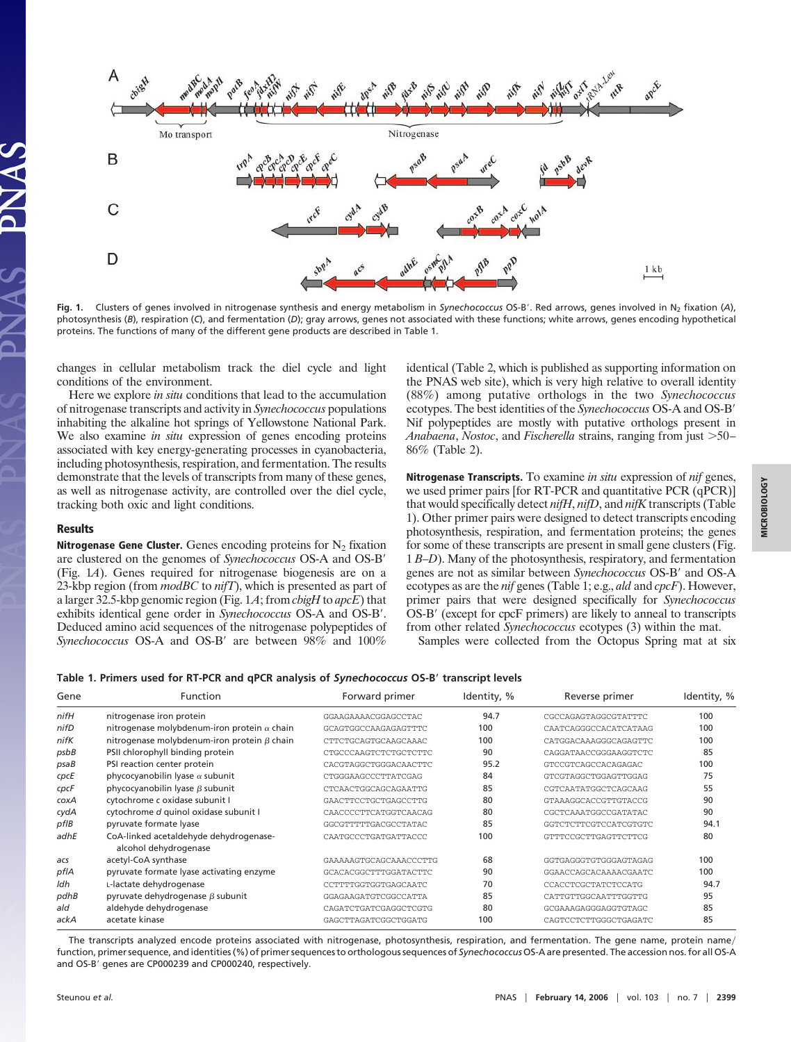**Fig. 1.** Clusters of genes involved in nitrogenase synthesis and energy metabolism in *Synechococcus* OS-B′. Red arrows, genes involved in $N_2$ fixation (*A*), photosynthesis (*B*), respiration (*C*), and fermentation (*D*); gray arrows, genes not associated with these functions; white arrows, genes encoding hypothetical proteins. The functions of many of the different gene products are described in Table 1.

changes in cellular metabolism track the diel cycle and light conditions of the environment.

Here we explore *in situ* conditions that lead to the accumulation of nitrogenase transcripts and activity in *Synechococcus* populations inhabiting the alkaline hot springs of Yellowstone National Park. We also examine *in situ* expression of genes encoding proteins associated with key energy-generating processes in cyanobacteria, including photosynthesis, respiration, and fermentation. The results demonstrate that the levels of transcripts from many of these genes, as well as nitrogenase activity, are controlled over the diel cycle, tracking both oxic and light conditions.

## Results

**Nitrogenase Gene Cluster.** Genes encoding proteins for $N_2$ fixation are clustered on the genomes of *Synechococcus* OS-A and OS-B′ (Fig. 1*A*). Genes required for nitrogenase biogenesis are on a 23-kbp region (from *modBC* to *nifT*), which is presented as part of a larger 32.5-kbp genomic region (Fig. 1*A*; from *cbigH* to *apcE*) that exhibits identical gene order in *Synechococcus* OS-A and OS-B′. Deduced amino acid sequences of the nitrogenase polypeptides of *Synechococcus* OS-A and OS-B′ are between 98% and 100% identical (Table 2, which is published as supporting information on the PNAS web site), which is very high relative to overall identity (88%) among putative orthologs in the two *Synechococcus* ecotypes. The best identities of the *Synechococcus* OS-A and OS-B′ Nif polypeptides are mostly with putative orthologs present in *Anabaena*, *Nostoc*, and *Fischerella* strains, ranging from just >50–86% (Table 2).

**Nitrogenase Transcripts.** To examine *in situ* expression of *nif* genes, we used primer pairs [for RT-PCR and quantitative PCR (qPCR)] that would specifically detect *nifH*, *nifD*, and *nifK* transcripts (Table 1). Other primer pairs were designed to detect transcripts encoding photosynthesis, respiration, and fermentation proteins; the genes for some of these transcripts are present in small gene clusters (Fig. 1 *B*–*D*). Many of the photosynthesis, respiratory, and fermentation genes are not as similar between *Synechococcus* OS-B′ and OS-A ecotypes as are the *nif* genes (Table 1; e.g., *ald* and *cpcF*). However, primer pairs that were designed specifically for *Synechococcus* OS-B′ (except for cpcF primers) are likely to anneal to transcripts from other related *Synechococcus* ecotypes (3) within the mat.

Samples were collected from the Octopus Spring mat at six

**Table 1. Primers used for RT-PCR and qPCR analysis of *Synechococcus* OS-B′ transcript levels**

| Gene | Function | Forward primer | Identity, % | Reverse primer | Identity, % |
|---|---|---|---|---|---|
| *nifH* | nitrogenase iron protein | GGAAGAAAACGGAGCCTAC | 94.7 | CGCCAGAGTAGGCGTATTTC | 100 |
| *nifD* | nitrogenase molybdenum-iron protein α chain | GCAGTGGCCAAGAGAGTTTC | 100 | CAATCAGGGCCACATCATAAG | 100 |
| *nifK* | nitrogenase molybdenum-iron protein β chain | CTTCTGCAGTGCAAGCAAAC | 100 | CATGGACAAAGGGCAGAGTTC | 100 |
| *psbB* | PSII chlorophyll binding protein | CTGCCCAAGTCTCTGCTCTTC | 90 | CAGGATAACCGGGAAGGTCTC | 85 |
| *psaB* | PSI reaction center protein | CACGTAGGCTGGGACAACTTC | 95.2 | GTCCGTCAGCCACAGAGAC | 100 |
| *cpcE* | phycocyanobilin lyase α subunit | CTGGGAAGCCCTTATCGAG | 84 | GTCGTAGGCTGGAGTTGGAG | 75 |
| *cpcF* | phycocyanobilin lyase β subunit | CTCAACTGGCAGCAGAATTG | 85 | CGTCAATATGGCTCAGCAAG | 55 |
| *coxA* | cytochrome c oxidase subunit I | GAACTTCCTGCTGAGCCTTG | 80 | GTAAAGGCACCGTTGTACCG | 90 |
| *cydA* | cytochrome d quinol oxidase subunit I | CAACCCCTTCATGGTCAACAG | 80 | CGCTCAAATGGCCGATATAC | 90 |
| *pflB* | pyruvate formate lyase | GGCGTTTTTGACGCCTATAC | 85 | GGTCTCTTCGTCCATCGTGTC | 94.1 |
| *adhE* | CoA-linked acetaldehyde dehydrogenase-alcohol dehydrogenase | CAATGCCCTGATGATTACCC | 100 | GTTTCCGCTTGAGTTCTTCG | 80 |
| *acs* | acetyl-CoA synthase | GAAAAAGTGCAGCAAACCCTTG | 68 | GGTGAGGGTGTGGGAGTAGAG | 100 |
| *pflA* | pyruvate formate lyase activating enzyme | GCACACGGCTTTGGATACTTC | 90 | GGAACCAGCACAAAACGAATC | 100 |
| *ldh* | L-lactate dehydrogenase | CCTTTTGGTGGTGAGCAATC | 70 | CCACCTCGCTATCTCCATG | 94.7 |
| *pdhB* | pyruvate dehydrogenase β subunit | GGAGAAGATGTCGGCCATTA | 85 | CATTGTTGGCAATTTGGTTG | 95 |
| *ald* | aldehyde dehydrogenase | CAGATCTGATCGAGGCTCGTG | 80 | GCGAAAGAGGGAGGTGTAGC | 85 |
| *ackA* | acetate kinase | GAGCTTAGATCGGCTGGATG | 100 | CAGTCCTCTTGGGCTGAGATC | 85 |

The transcripts analyzed encode proteins associated with nitrogenase, photosynthesis, respiration, and fermentation. The gene name, protein name/function, primer sequence, and identities (%) of primer sequences to orthologous sequences of *Synechococcus* OS-A are presented. The accession nos. for all OS-A and OS-B′ genes are CP000239 and CP000240, respectively.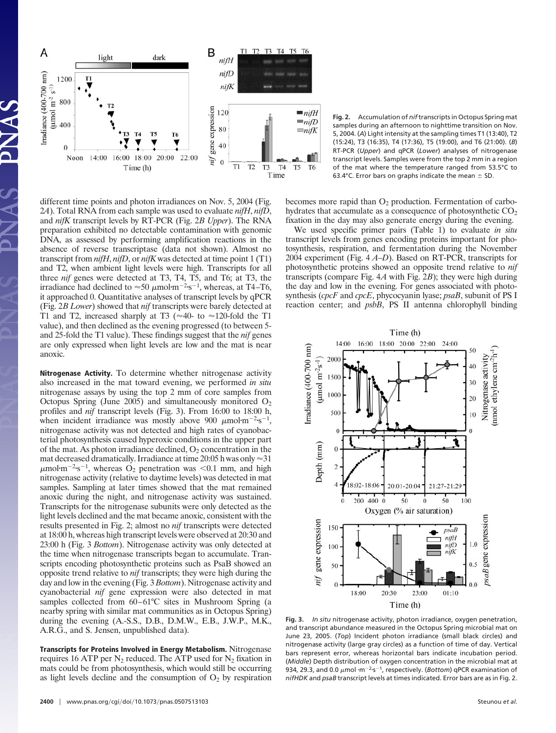**Fig. 2.** Accumulation of *nif* transcripts in Octopus Spring mat samples during an afternoon to nighttime transition on Nov. 5, 2004. (*A*) Light intensity at the sampling times T1 (13:40), T2 (15:24), T3 (16:35), T4 (17:36), T5 (19:00), and T6 (21:00). (*B*) RT-PCR (*Upper*) and qPCR (*Lower*) analyses of nitrogenase transcript levels. Samples were from the top 2 mm in a region of the mat where the temperature ranged from 53.5°C to 63.4°C. Error bars on graphs indicate the mean ± SD.

different time points and photon irradiances on Nov. 5, 2004 (Fig. 2*A*). Total RNA from each sample was used to evaluate *nifH*, *nifD*, and *nifK* transcript levels by RT-PCR (Fig. 2*B Upper*). The RNA preparation exhibited no detectable contamination with genomic DNA, as assessed by performing amplification reactions in the absence of reverse transcriptase (data not shown). Almost no transcript from *nifH*, *nifD*, or *nifK* was detected at time point 1 (T1) and T2, when ambient light levels were high. Transcripts for all three *nif* genes were detected at T3, T4, T5, and T6; at T3, the irradiance had declined to ≈50 $\mu$mol·m$^{-2}$·s$^{-1}$, whereas, at T4–T6, it approached 0. Quantitative analyses of transcript levels by qPCR (Fig. 2*B Lower*) showed that *nif* transcripts were barely detected at T1 and T2, increased sharply at T3 (≈40- to ≈120-fold the T1 value), and then declined as the evening progressed (to between 5- and 25-fold the T1 value). These findings suggest that the *nif* genes are only expressed when light levels are low and the mat is near anoxic.

**Nitrogenase Activity.** To determine whether nitrogenase activity also increased in the mat toward evening, we performed *in situ* nitrogenase assays by using the top 2 mm of core samples from Octopus Spring (June 2005) and simultaneously monitored $O_2$ profiles and *nif* transcript levels (Fig. 3). From 16:00 to 18:00 h, when incident irradiance was mostly above 900 $\mu$mol·m$^{-2}$·s$^{-1}$, nitrogenase activity was not detected and high rates of cyanobacterial photosynthesis caused hyperoxic conditions in the upper part of the mat. As photon irradiance declined, $O_2$ concentration in the mat decreased dramatically. Irradiance at time 20:05 h was only ≈31 $\mu$mol·m$^{-2}$·s$^{-1}$, whereas $O_2$ penetration was <0.1 mm, and high nitrogenase activity (relative to daytime levels) was detected in mat samples. Sampling at later times showed that the mat remained anoxic during the night, and nitrogenase activity was sustained. Transcripts for the nitrogenase subunits were only detected as the light levels declined and the mat became anoxic, consistent with the results presented in Fig. 2; almost no *nif* transcripts were detected at 18:00 h, whereas high transcript levels were observed at 20:30 and 23:00 h (Fig. 3 *Bottom*). Nitrogenase activity was only detected at the time when nitrogenase transcripts began to accumulate. Transcripts encoding photosynthetic proteins such as PsaB showed an opposite trend relative to *nif* transcripts; they were high during the day and low in the evening (Fig. 3 *Bottom*). Nitrogenase activity and cyanobacterial *nif* gene expression were also detected in mat samples collected from 60–61°C sites in Mushroom Spring (a nearby spring with similar mat communities as in Octopus Spring) during the evening (A.-S.S., D.B., D.M.W., E.B., J.W.P., M.K., A.R.G., and S. Jensen, unpublished data).

**Transcripts for Proteins Involved in Energy Metabolism.** Nitrogenase requires 16 ATP per $N_2$ reduced. The ATP used for $N_2$ fixation in mats could be from photosynthesis, which would still be occurring as light levels decline and the consumption of $O_2$ by respiration becomes more rapid than $O_2$ production. Fermentation of carbohydrates that accumulate as a consequence of photosynthetic $CO_2$ fixation in the day may also generate energy during the evening.

We used specific primer pairs (Table 1) to evaluate *in situ* transcript levels from genes encoding proteins important for photosynthesis, respiration, and fermentation during the November 2004 experiment (Fig. 4 *A–D*). Based on RT-PCR, transcripts for photosynthetic proteins showed an opposite trend relative to *nif* transcripts (compare Fig. 4*A* with Fig. 2*B*); they were high during the day and low in the evening. For genes associated with photosynthesis (*cpcF* and *cpcE*, phycocyanin lyase; *psaB*, subunit of PS I reaction center; and *psbB*, PS II antenna chlorophyll binding

**Fig. 3.** *In situ* nitrogenase activity, photon irradiance, oxygen penetration, and transcript abundance measured in the Octopus Spring microbial mat on June 23, 2005. (*Top*) Incident photon irradiance (small black circles) and nitrogenase activity (large gray circles) as a function of time of day. Vertical bars represent error, whereas horizontal bars indicate incubation period. (*Middle*) Depth distribution of oxygen concentration in the microbial mat at 934, 29.3, and 0.0 $\mu$mol·m$^{-2}$s$^{-1}$, respectively. (*Bottom*) qPCR examination of *nifHDK* and *psaB* transcript levels at times indicated. Error bars are as in Fig. 2.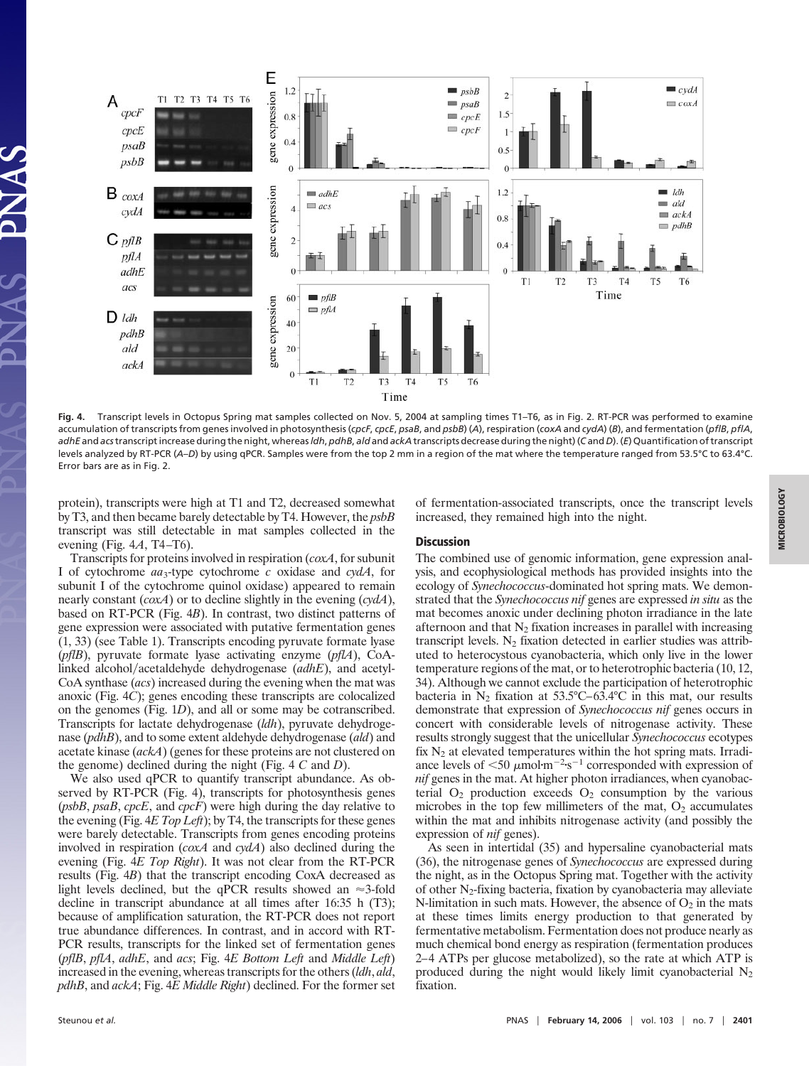**Fig. 4.** Transcript levels in Octopus Spring mat samples collected on Nov. 5, 2004 at sampling times T1–T6, as in Fig. 2. RT-PCR was performed to examine accumulation of transcripts from genes involved in photosynthesis (*cpcF*, *cpcE*, *psaB*, and *psbB*) (*A*), respiration (*coxA* and *cydA*) (*B*), and fermentation (*pflB*, *pflA*, *adhE* and *acs* transcript increase during the night, whereas *ldh*, *pdhB*, *ald* and *ackA* transcripts decrease during the night) (*C* and *D*). (*E*) Quantification of transcript levels analyzed by RT-PCR (*A–D*) by using qPCR. Samples were from the top 2 mm in a region of the mat where the temperature ranged from 53.5°C to 63.4°C. Error bars are as in Fig. 2.

protein), transcripts were high at T1 and T2, decreased somewhat by T3, and then became barely detectable by T4. However, the *psbB* transcript was still detectable in mat samples collected in the evening (Fig. 4*A*, T4–T6).

Transcripts for proteins involved in respiration (*coxA*, for subunit I of cytochrome $aa_3$-type cytochrome *c* oxidase and *cydA*, for subunit I of the cytochrome quinol oxidase) appeared to remain nearly constant (*coxA*) or to decline slightly in the evening (*cydA*), based on RT-PCR (Fig. 4*B*). In contrast, two distinct patterns of gene expression were associated with putative fermentation genes (1, 33) (see Table 1). Transcripts encoding pyruvate formate lyase (*pflB*), pyruvate formate lyase activating enzyme (*pflA*), CoA-linked alcohol/acetaldehyde dehydrogenase (*adhE*), and acetyl-CoA synthase (*acs*) increased during the evening when the mat was anoxic (Fig. 4*C*); genes encoding these transcripts are colocalized on the genomes (Fig. 1*D*), and all or some may be cotranscribed. Transcripts for lactate dehydrogenase (*ldh*), pyruvate dehydrogenase (*pdhB*), and to some extent aldehyde dehydrogenase (*ald*) and acetate kinase (*ackA*) (genes for these proteins are not clustered on the genome) declined during the night (Fig. 4 *C* and *D*).

We also used qPCR to quantify transcript abundance. As observed by RT-PCR (Fig. 4), transcripts for photosynthesis genes (*psbB*, *psaB*, *cpcE*, and *cpcF*) were high during the day relative to the evening (Fig. 4*E Top Left*); by T4, the transcripts for these genes were barely detectable. Transcripts from genes encoding proteins involved in respiration (*coxA* and *cydA*) also declined during the evening (Fig. 4*E Top Right*). It was not clear from the RT-PCR results (Fig. 4*B*) that the transcript encoding CoxA decreased as light levels declined, but the qPCR results showed an ≈3-fold decline in transcript abundance at all times after 16:35 h (T3); because of amplification saturation, the RT-PCR does not report true abundance differences. In contrast, and in accord with RT-PCR results, transcripts for the linked set of fermentation genes (*pflB*, *pflA*, *adhE*, and *acs*; Fig. 4*E Bottom Left* and *Middle Left*) increased in the evening, whereas transcripts for the others (*ldh*, *ald*, *pdhB*, and *ackA*; Fig. 4*E Middle Right*) declined. For the former set of fermentation-associated transcripts, once the transcript levels increased, they remained high into the night.

## Discussion

The combined use of genomic information, gene expression analysis, and ecophysiological methods has provided insights into the ecology of *Synechococcus*-dominated hot spring mats. We demonstrated that the *Synechococcus nif* genes are expressed *in situ* as the mat becomes anoxic under declining photon irradiance in the late afternoon and that $N_2$ fixation increases in parallel with increasing transcript levels. $N_2$ fixation detected in earlier studies was attributed to heterocystous cyanobacteria, which only live in the lower temperature regions of the mat, or to heterotrophic bacteria (10, 12, 34). Although we cannot exclude the participation of heterotrophic bacteria in $N_2$ fixation at 53.5°C–63.4°C in this mat, our results demonstrate that expression of *Synechococcus nif* genes occurs in concert with considerable levels of nitrogenase activity. These results strongly suggest that the unicellular *Synechococcus* ecotypes fix $N_2$ at elevated temperatures within the hot spring mats. Irradiance levels of $<50\ \mu mol \cdot m^{-2} \cdot s^{-1}$ corresponded with expression of *nif* genes in the mat. At higher photon irradiances, when cyanobacterial $O_2$ production exceeds $O_2$ consumption by the various microbes in the top few millimeters of the mat, $O_2$ accumulates within the mat and inhibits nitrogenase activity (and possibly the expression of *nif* genes).

As seen in intertidal (35) and hypersaline cyanobacterial mats (36), the nitrogenase genes of *Synechococcus* are expressed during the night, as in the Octopus Spring mat. Together with the activity of other $N_2$-fixing bacteria, fixation by cyanobacteria may alleviate N-limitation in such mats. However, the absence of $O_2$ in the mats at these times limits energy production to that generated by fermentative metabolism. Fermentation does not produce nearly as much chemical bond energy as respiration (fermentation produces 2–4 ATPs per glucose metabolized), so the rate at which ATP is produced during the night would likely limit cyanobacterial $N_2$ fixation.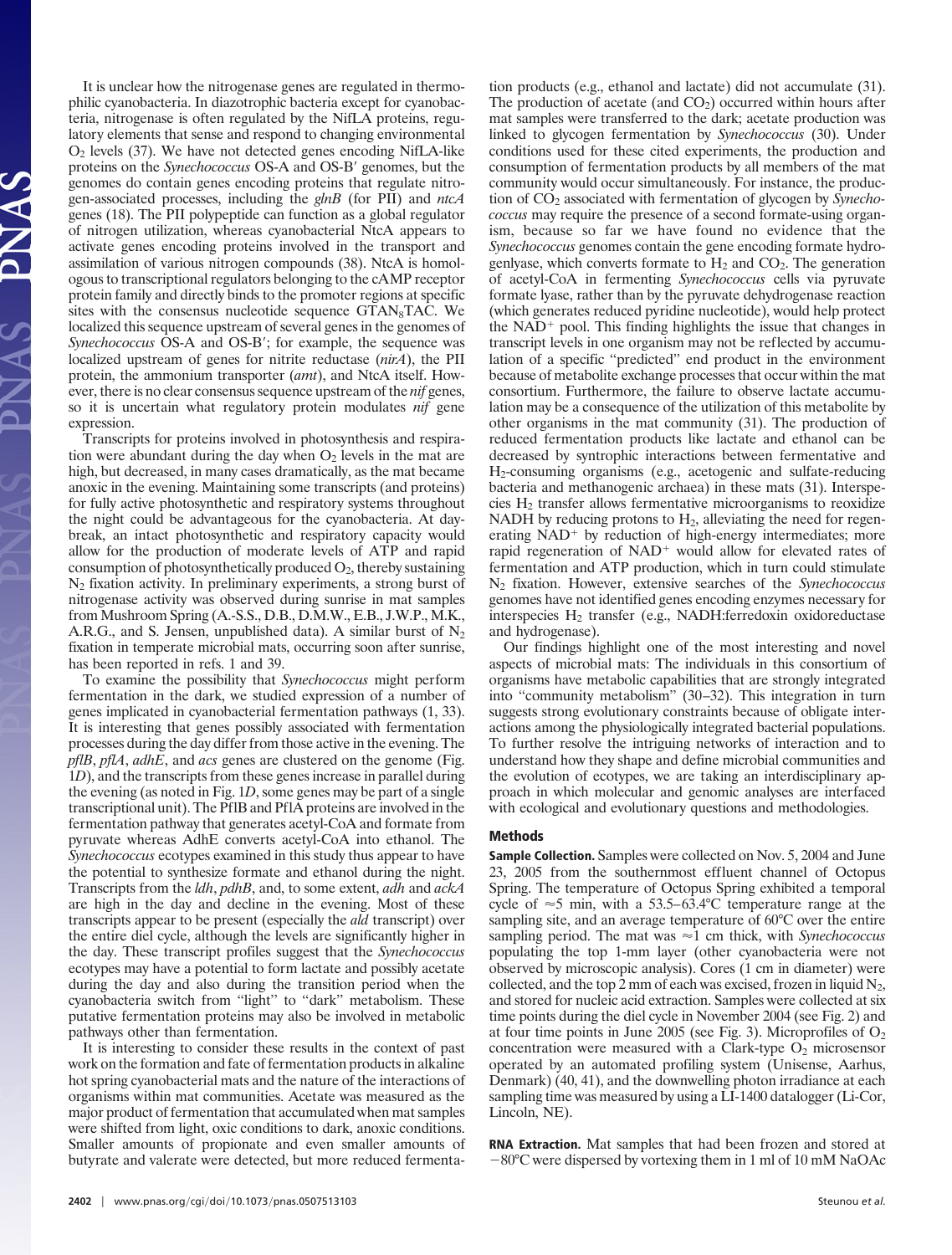It is unclear how the nitrogenase genes are regulated in thermophilic cyanobacteria. In diazotrophic bacteria except for cyanobacteria, nitrogenase is often regulated by the NifLA proteins, regulatory elements that sense and respond to changing environmental $O_2$ levels (37). We have not detected genes encoding NifLA-like proteins on the *Synechococcus* OS-A and OS-B′ genomes, but the genomes do contain genes encoding proteins that regulate nitrogen-associated processes, including the *glnB* (for PII) and *ntcA* genes (18). The PII polypeptide can function as a global regulator of nitrogen utilization, whereas cyanobacterial NtcA appears to activate genes encoding proteins involved in the transport and assimilation of various nitrogen compounds (38). NtcA is homologous to transcriptional regulators belonging to the cAMP receptor protein family and directly binds to the promoter regions at specific sites with the consensus nucleotide sequence $GTAN_8TAC$. We localized this sequence upstream of several genes in the genomes of *Synechococcus* OS-A and OS-B′; for example, the sequence was localized upstream of genes for nitrite reductase (*nirA*), the PII protein, the ammonium transporter (*amt*), and NtcA itself. However, there is no clear consensus sequence upstream of the *nif* genes, so it is uncertain what regulatory protein modulates *nif* gene expression.

Transcripts for proteins involved in photosynthesis and respiration were abundant during the day when $O_2$ levels in the mat are high, but decreased, in many cases dramatically, as the mat became anoxic in the evening. Maintaining some transcripts (and proteins) for fully active photosynthetic and respiratory systems throughout the night could be advantageous for the cyanobacteria. At daybreak, an intact photosynthetic and respiratory capacity would allow for the production of moderate levels of ATP and rapid consumption of photosynthetically produced $O_2$, thereby sustaining $N_2$ fixation activity. In preliminary experiments, a strong burst of nitrogenase activity was observed during sunrise in mat samples from Mushroom Spring (A.-S.S., D.B., D.M.W., E.B., J.W.P., M.K., A.R.G., and S. Jensen, unpublished data). A similar burst of $N_2$ fixation in temperate microbial mats, occurring soon after sunrise, has been reported in refs. 1 and 39.

To examine the possibility that *Synechococcus* might perform fermentation in the dark, we studied expression of a number of genes implicated in cyanobacterial fermentation pathways (1, 33). It is interesting that genes possibly associated with fermentation processes during the day differ from those active in the evening. The *pflB*, *pflA*, *adhE*, and *acs* genes are clustered on the genome (Fig. 1*D*), and the transcripts from these genes increase in parallel during the evening (as noted in Fig. 1*D*, some genes may be part of a single transcriptional unit). The PflB and PflA proteins are involved in the fermentation pathway that generates acetyl-CoA and formate from pyruvate whereas AdhE converts acetyl-CoA into ethanol. The *Synechococcus* ecotypes examined in this study thus appear to have the potential to synthesize formate and ethanol during the night. Transcripts from the *ldh*, *pdhB*, and, to some extent, *adh* and *ackA* are high in the day and decline in the evening. Most of these transcripts appear to be present (especially the *ald* transcript) over the entire diel cycle, although the levels are significantly higher in the day. These transcript profiles suggest that the *Synechococcus* ecotypes may have a potential to form lactate and possibly acetate during the day and also during the transition period when the cyanobacteria switch from "light" to "dark" metabolism. These putative fermentation proteins may also be involved in metabolic pathways other than fermentation.

It is interesting to consider these results in the context of past work on the formation and fate of fermentation products in alkaline hot spring cyanobacterial mats and the nature of the interactions of organisms within mat communities. Acetate was measured as the major product of fermentation that accumulated when mat samples were shifted from light, oxic conditions to dark, anoxic conditions. Smaller amounts of propionate and even smaller amounts of butyrate and valerate were detected, but more reduced fermentation products (e.g., ethanol and lactate) did not accumulate (31). The production of acetate (and $CO_2$) occurred within hours after mat samples were transferred to the dark; acetate production was linked to glycogen fermentation by *Synechococcus* (30). Under conditions used for these cited experiments, the production and consumption of fermentation products by all members of the mat community would occur simultaneously. For instance, the production of $CO_2$ associated with fermentation of glycogen by *Synechococcus* may require the presence of a second formate-using organism, because so far we have found no evidence that the *Synechococcus* genomes contain the gene encoding formate hydrogenlyase, which converts formate to $H_2$ and $CO_2$. The generation of acetyl-CoA in fermenting *Synechococcus* cells via pyruvate formate lyase, rather than by the pyruvate dehydrogenase reaction (which generates reduced pyridine nucleotide), would help protect the $NAD^+$ pool. This finding highlights the issue that changes in transcript levels in one organism may not be reflected by accumulation of a specific "predicted" end product in the environment because of metabolite exchange processes that occur within the mat consortium. Furthermore, the failure to observe lactate accumulation may be a consequence of the utilization of this metabolite by other organisms in the mat community (31). The production of reduced fermentation products like lactate and ethanol can be decreased by syntrophic interactions between fermentative and $H_2$-consuming organisms (e.g., acetogenic and sulfate-reducing bacteria and methanogenic archaea) in these mats (31). Interspecies $H_2$ transfer allows fermentative microorganisms to reoxidize NADH by reducing protons to $H_2$, alleviating the need for regenerating $NAD^+$ by reduction of high-energy intermediates; more rapid regeneration of $NAD^+$ would allow for elevated rates of fermentation and ATP production, which in turn could stimulate $N_2$ fixation. However, extensive searches of the *Synechococcus* genomes have not identified genes encoding enzymes necessary for interspecies $H_2$ transfer (e.g., NADH:ferredoxin oxidoreductase and hydrogenase).

Our findings highlight one of the most interesting and novel aspects of microbial mats: The individuals in this consortium of organisms have metabolic capabilities that are strongly integrated into "community metabolism" (30–32). This integration in turn suggests strong evolutionary constraints because of obligate interactions among the physiologically integrated bacterial populations. To further resolve the intriguing networks of interaction and to understand how they shape and define microbial communities and the evolution of ecotypes, we are taking an interdisciplinary approach in which molecular and genomic analyses are interfaced with ecological and evolutionary questions and methodologies.

## Methods

**Sample Collection.** Samples were collected on Nov. 5, 2004 and June 23, 2005 from the southernmost effluent channel of Octopus Spring. The temperature of Octopus Spring exhibited a temporal cycle of ≈5 min, with a 53.5–63.4°C temperature range at the sampling site, and an average temperature of 60°C over the entire sampling period. The mat was ≈1 cm thick, with *Synechococcus* populating the top 1-mm layer (other cyanobacteria were not observed by microscopic analysis). Cores (1 cm in diameter) were collected, and the top 2 mm of each was excised, frozen in liquid $N_2$, and stored for nucleic acid extraction. Samples were collected at six time points during the diel cycle in November 2004 (see Fig. 2) and at four time points in June 2005 (see Fig. 3). Microprofiles of $O_2$ concentration were measured with a Clark-type $O_2$ microsensor operated by an automated profiling system (Unisense, Aarhus, Denmark) (40, 41), and the downwelling photon irradiance at each sampling time was measured by using a LI-1400 datalogger (Li-Cor, Lincoln, NE).

**RNA Extraction.** Mat samples that had been frozen and stored at −80°C were dispersed by vortexing them in 1 ml of 10 mM NaOAc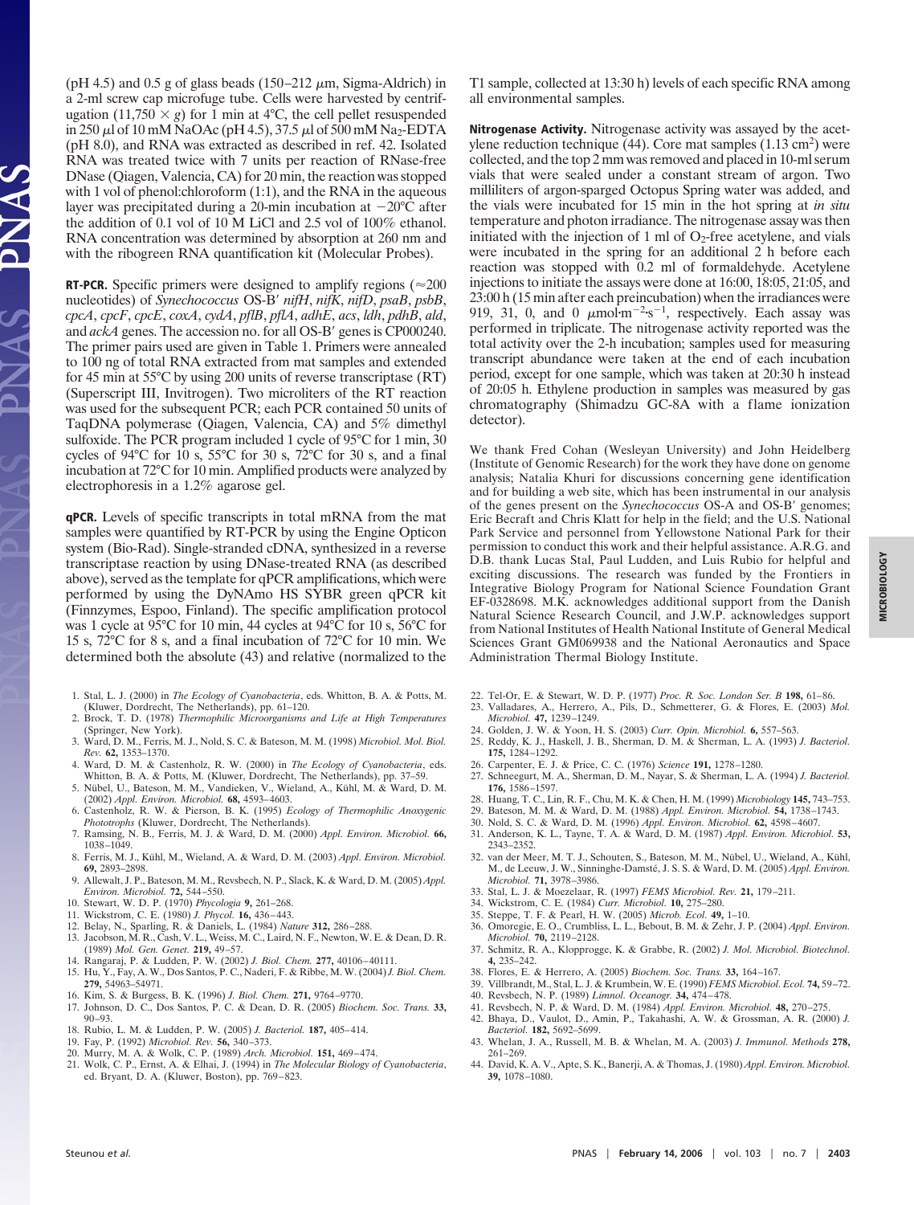(pH 4.5) and 0.5 g of glass beads (150–212 μm, Sigma-Aldrich) in a 2-ml screw cap microfuge tube. Cells were harvested by centrifugation (11,750 × *g*) for 1 min at 4°C, the cell pellet resuspended in 250 μl of 10 mM NaOAc (pH 4.5), 37.5 μl of 500 mM $Na_2$-EDTA (pH 8.0), and RNA was extracted as described in ref. 42. Isolated RNA was treated twice with 7 units per reaction of RNase-free DNase (Qiagen, Valencia, CA) for 20 min, the reaction was stopped with 1 vol of phenol:chloroform (1:1), and the RNA in the aqueous layer was precipitated during a 20-min incubation at −20°C after the addition of 0.1 vol of 10 M LiCl and 2.5 vol of 100% ethanol. RNA concentration was determined by absorption at 260 nm and with the ribogreen RNA quantification kit (Molecular Probes).

**RT-PCR.** Specific primers were designed to amplify regions (≈200 nucleotides) of *Synechococcus* OS-B′ *nifH*, *nifK*, *nifD*, *psaB*, *psbB*, *cpcA*, *cpcF*, *cpcE*, *coxA*, *cydA*, *pflB*, *pflA*, *adhE*, *acs*, *ldh*, *pdhB*, *ald*, and *ackA* genes. The accession no. for all OS-B′ genes is CP000240. The primer pairs used are given in Table 1. Primers were annealed to 100 ng of total RNA extracted from mat samples and extended for 45 min at 55°C by using 200 units of reverse transcriptase (RT) (Superscript III, Invitrogen). Two microliters of the RT reaction was used for the subsequent PCR; each PCR contained 50 units of TaqDNA polymerase (Qiagen, Valencia, CA) and 5% dimethyl sulfoxide. The PCR program included 1 cycle of 95°C for 1 min, 30 cycles of 94°C for 10 s, 55°C for 30 s, 72°C for 30 s, and a final incubation at 72°C for 10 min. Amplified products were analyzed by electrophoresis in a 1.2% agarose gel.

**qPCR.** Levels of specific transcripts in total mRNA from the mat samples were quantified by RT-PCR by using the Engine Opticon system (Bio-Rad). Single-stranded cDNA, synthesized in a reverse transcriptase reaction by using DNase-treated RNA (as described above), served as the template for qPCR amplifications, which were performed by using the DyNAmo HS SYBR green qPCR kit (Finnzymes, Espoo, Finland). The specific amplification protocol was 1 cycle at 95°C for 10 min, 44 cycles at 94°C for 10 s, 56°C for 15 s, 72°C for 8 s, and a final incubation of 72°C for 10 min. We determined both the absolute (43) and relative (normalized to the T1 sample, collected at 13:30 h) levels of each specific RNA among all environmental samples.

**Nitrogenase Activity.** Nitrogenase activity was assayed by the acetylene reduction technique (44). Core mat samples (1.13 $cm^2$) were collected, and the top 2 mm was removed and placed in 10-ml serum vials that were sealed under a constant stream of argon. Two milliliters of argon-sparged Octopus Spring water was added, and the vials were incubated for 15 min in the hot spring at *in situ* temperature and photon irradiance. The nitrogenase assay was then initiated with the injection of 1 ml of $O_2$-free acetylene, and vials were incubated in the spring for an additional 2 h before each reaction was stopped with 0.2 ml of formaldehyde. Acetylene injections to initiate the assays were done at 16:00, 18:05, 21:05, and 23:00 h (15 min after each preincubation) when the irradiances were 919, 31, 0, and 0 $\mu mol \cdot m^{-2} \cdot s^{-1}$, respectively. Each assay was performed in triplicate. The nitrogenase activity reported was the total activity over the 2-h incubation; samples used for measuring transcript abundance were taken at the end of each incubation period, except for one sample, which was taken at 20:30 h instead of 20:05 h. Ethylene production in samples was measured by gas chromatography (Shimadzu GC-8A with a flame ionization detector).

We thank Fred Cohan (Wesleyan University) and John Heidelberg (Institute of Genomic Research) for the work they have done on genome analysis; Natalia Khuri for discussions concerning gene identification and for building a web site, which has been instrumental in our analysis of the genes present on the *Synechococcus* OS-A and OS-B′ genomes; Eric Becraft and Chris Klatt for help in the field; and the U.S. National Park Service and personnel from Yellowstone National Park for their permission to conduct this work and their helpful assistance. A.R.G. and D.B. thank Lucas Stal, Paul Ludden, and Luis Rubio for helpful and exciting discussions. The research was funded by the Frontiers in Integrative Biology Program for National Science Foundation Grant EF-0328698. M.K. acknowledges additional support from the Danish Natural Science Research Council, and J.W.P. acknowledges support from National Institutes of Health National Institute of General Medical Sciences Grant GM069938 and the National Aeronautics and Space Administration Thermal Biology Institute.

1. Stal, L. J. (2000) in *The Ecology of Cyanobacteria*, eds. Whitton, B. A. & Potts, M. (Kluwer, Dordrecht, The Netherlands), pp. 61–120.
2. Brock, T. D. (1978) *Thermophilic Microorganisms and Life at High Temperatures* (Springer, New York).
3. Ward, D. M., Ferris, M. J., Nold, S. C. & Bateson, M. M. (1998) *Microbiol. Mol. Biol. Rev.* **62,** 1353–1370.
4. Ward, D. M. & Castenholz, R. W. (2000) in *The Ecology of Cyanobacteria*, eds. Whitton, B. A. & Potts, M. (Kluwer, Dordrecht, The Netherlands), pp. 37–59.
5. Nübel, U., Bateson, M. M., Vandieken, V., Wieland, A., Kühl, M. & Ward, D. M. (2002) *Appl. Environ. Microbiol.* **68,** 4593–4603.
6. Castenholz, R. W. & Pierson, B. K. (1995) *Ecology of Thermophilic Anoxygenic Phototrophs* (Kluwer, Dordrecht, The Netherlands).
7. Ramsing, N. B., Ferris, M. J. & Ward, D. M. (2000) *Appl. Environ. Microbiol.* **66,** 1038–1049.
8. Ferris, M. J., Kühl, M., Wieland, A. & Ward, D. M. (2003) *Appl. Environ. Microbiol.* **69,** 2893–2898.
9. Allewalt, J. P., Bateson, M. M., Revsbech, N. P., Slack, K. & Ward, D. M. (2005) *Appl. Environ. Microbiol.* **72,** 544–550.
10. Stewart, W. D. P. (1970) *Phycologia* **9,** 261–268.
11. Wickstrom, C. E. (1980) *J. Phycol.* **16,** 436–443.
12. Belay, N., Sparling, R. & Daniels, L. (1984) *Nature* **312,** 286–288.
13. Jacobson, M. R., Cash, V. L., Weiss, M. C., Laird, N. F., Newton, W. E. & Dean, D. R. (1989) *Mol. Gen. Genet.* **219,** 49–57.
14. Rangaraj, P. & Ludden, P. W. (2002) *J. Biol. Chem.* **277,** 40106–40111.
15. Hu, Y., Fay, A. W., Dos Santos, P. C., Naderi, F. & Ribbe, M. W. (2004) *J. Biol. Chem.* **279,** 54963–54971.
16. Kim, S. & Burgess, B. K. (1996) *J. Biol. Chem.* **271,** 9764–9770.
17. Johnson, D. C., Dos Santos, P. C. & Dean, D. R. (2005) *Biochem. Soc. Trans.* **33,** 90–93.
18. Rubio, L. M. & Ludden, P. W. (2005) *J. Bacteriol.* **187,** 405–414.
19. Fay, P. (1992) *Microbiol. Rev.* **56,** 340–373.
20. Murry, M. A. & Wolk, C. P. (1989) *Arch. Microbiol.* **151,** 469–474.
21. Wolk, C. P., Ernst, A. & Elhai, J. (1994) in *The Molecular Biology of Cyanobacteria*, ed. Bryant, D. A. (Kluwer, Boston), pp. 769–823.
22. Tel-Or, E. & Stewart, W. D. P. (1977) *Proc. R. Soc. London Ser. B* **198,** 61–86.
23. Valladares, A., Herrero, A., Pils, D., Schmetterer, G. & Flores, E. (2003) *Mol. Microbiol.* **47,** 1239–1249.
24. Golden, J. W. & Yoon, H. S. (2003) *Curr. Opin. Microbiol.* **6,** 557–563.
25. Reddy, K. J., Haskell, J. B., Sherman, D. M. & Sherman, L. A. (1993) *J. Bacteriol.* **175,** 1284–1292.
26. Carpenter, E. J. & Price, C. C. (1976) *Science* **191,** 1278–1280.
27. Schneegurt, M. A., Sherman, D. M., Nayar, S. & Sherman, L. A. (1994) *J. Bacteriol.* **176,** 1586–1597.
28. Huang, T. C., Lin, R. F., Chu, M. K. & Chen, H. M. (1999) *Microbiology* **145,** 743–753.
29. Bateson, M. M. & Ward, D. M. (1988) *Appl. Environ. Microbiol.* **54,** 1738–1743.
30. Nold, S. C. & Ward, D. M. (1996) *Appl. Environ. Microbiol.* **62,** 4598–4607.
31. Anderson, K. L., Tayne, T. A. & Ward, D. M. (1987) *Appl. Environ. Microbiol.* **53,** 2343–2352.
32. van der Meer, M. T. J., Schouten, S., Bateson, M. M., Nübel, U., Wieland, A., Kühl, M., de Leeuw, J. W., Sinninghe-Damsté, J. S. S. & Ward, D. M. (2005) *Appl. Environ. Microbiol.* **71,** 3978–3986.
33. Stal, L. J. & Moezelaar, R. (1997) *FEMS Microbiol. Rev.* **21,** 179–211.
34. Wickstrom, C. E. (1984) *Curr. Microbiol.* **10,** 275–280.
35. Steppe, T. F. & Pearl, H. W. (2005) *Microb. Ecol.* **49,** 1–10.
36. Omoregie, E. O., Crumbliss, L. L., Bebout, B. M. & Zehr, J. P. (2004) *Appl. Environ. Microbiol.* **70,** 2119–2128.
37. Schmitz, R. A., Klopprogge, K. & Grabbe, R. (2002) *J. Mol. Microbiol. Biotechnol.* **4,** 235–242.
38. Flores, E. & Herrero, A. (2005) *Biochem. Soc. Trans.* **33,** 164–167.
39. Villbrandt, M., Stal, L. J. & Krumbein, W. E. (1990) *FEMS Microbiol. Ecol.* **74,** 59–72.
40. Revsbech, N. P. (1989) *Limnol. Oceanogr.* **34,** 474–478.
41. Revsbech, N. P. & Ward, D. M. (1984) *Appl. Environ. Microbiol.* **48,** 270–275.
42. Bhaya, D., Vaulot, D., Amin, P., Takahashi, A. W. & Grossman, A. R. (2000) *J. Bacteriol.* **182,** 5692–5699.
43. Whelan, J. A., Russell, M. B. & Whelan, M. A. (2003) *J. Immunol. Methods* **278,** 261–269.
44. David, K. A. V., Apte, S. K., Banerji, A. & Thomas, J. (1980) *Appl. Environ. Microbiol.* **39,** 1078–1080.